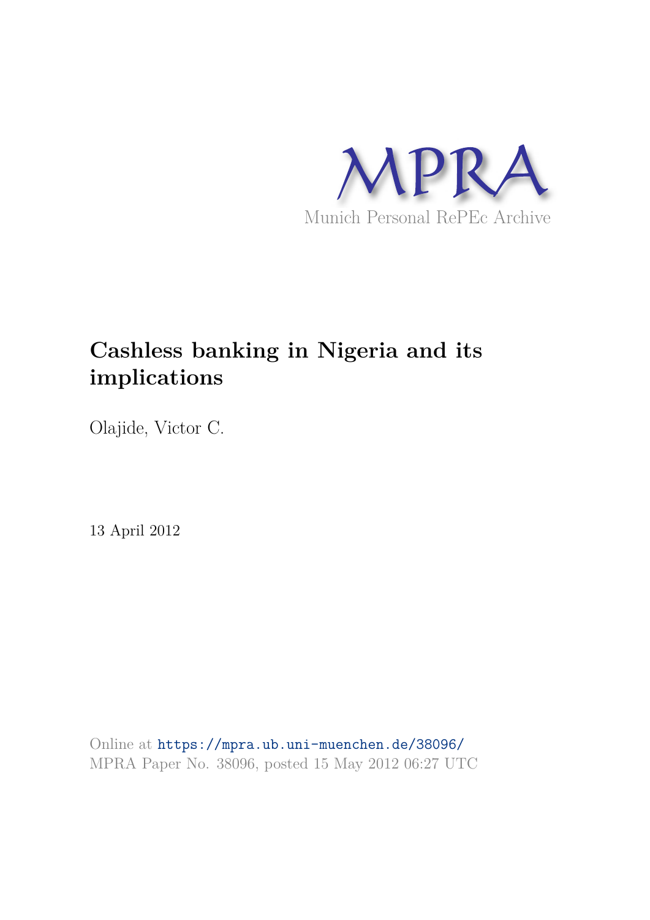MPRA

Munich Personal RePEc Archive

# Cashless banking in Nigeria and its implications

Olajide, Victor C.

13 April 2012

Online at https://mpra.ub.uni-muenchen.de/38096/
MPRA Paper No. 38096, posted 15 May 2012 06:27 UTC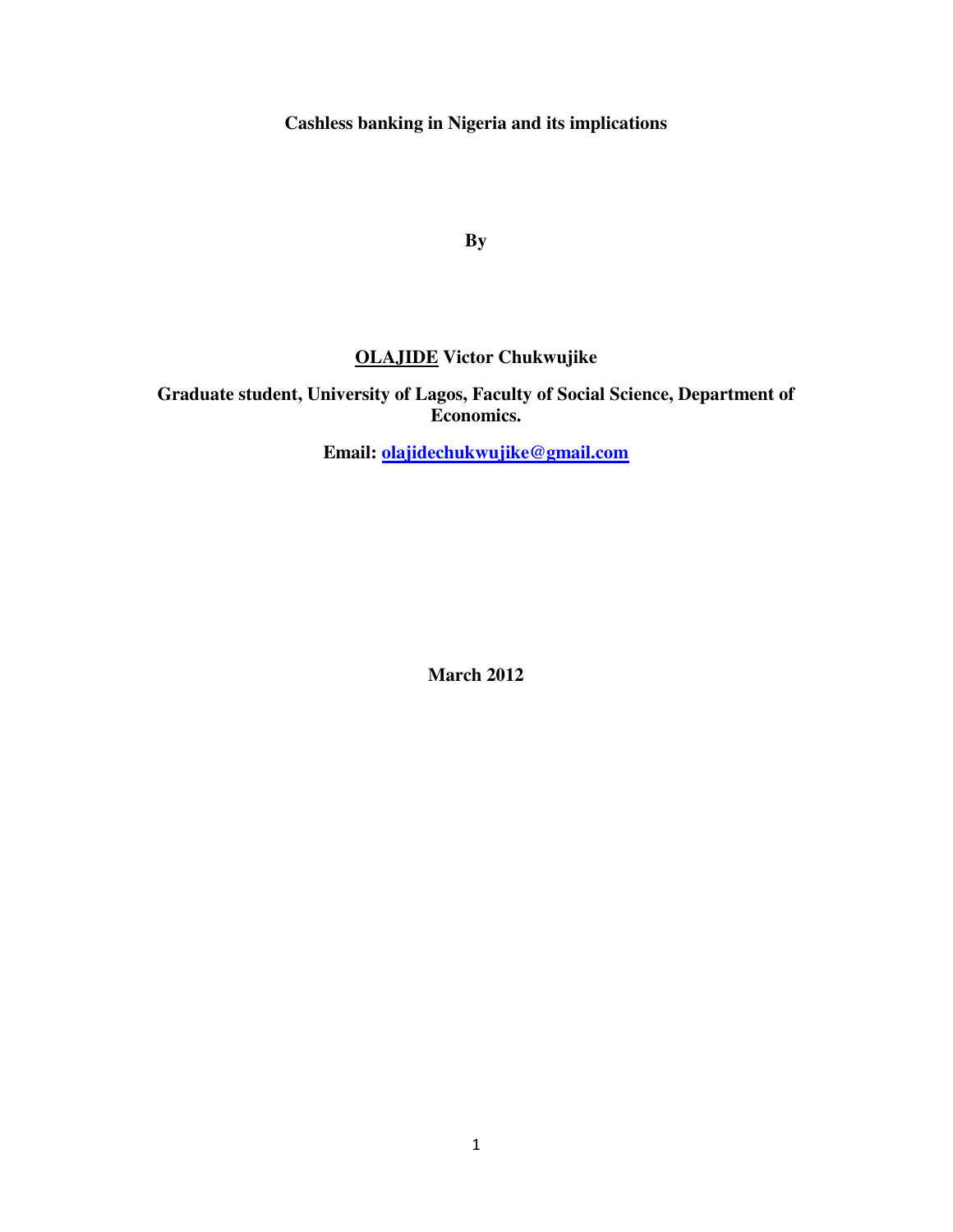**Cashless banking in Nigeria and its implications**

**By**

**<u>OLAJIDE</u> Victor Chukwujike**

**Graduate student, University of Lagos, Faculty of Social Science, Department of Economics.**

**Email: olajidechukwujike@gmail.com**

**March 2012**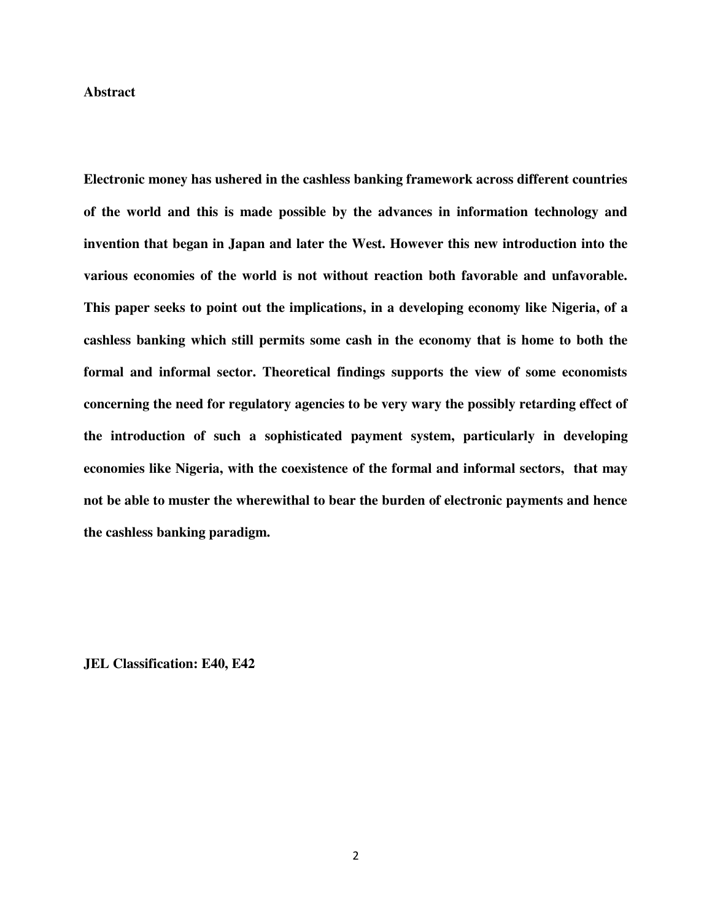## Abstract

**Electronic money has ushered in the cashless banking framework across different countries of the world and this is made possible by the advances in information technology and invention that began in Japan and later the West. However this new introduction into the various economies of the world is not without reaction both favorable and unfavorable. This paper seeks to point out the implications, in a developing economy like Nigeria, of a cashless banking which still permits some cash in the economy that is home to both the formal and informal sector. Theoretical findings supports the view of some economists concerning the need for regulatory agencies to be very wary the possibly retarding effect of the introduction of such a sophisticated payment system, particularly in developing economies like Nigeria, with the coexistence of the formal and informal sectors, that may not be able to muster the wherewithal to bear the burden of electronic payments and hence the cashless banking paradigm.**

**JEL Classification: E40, E42**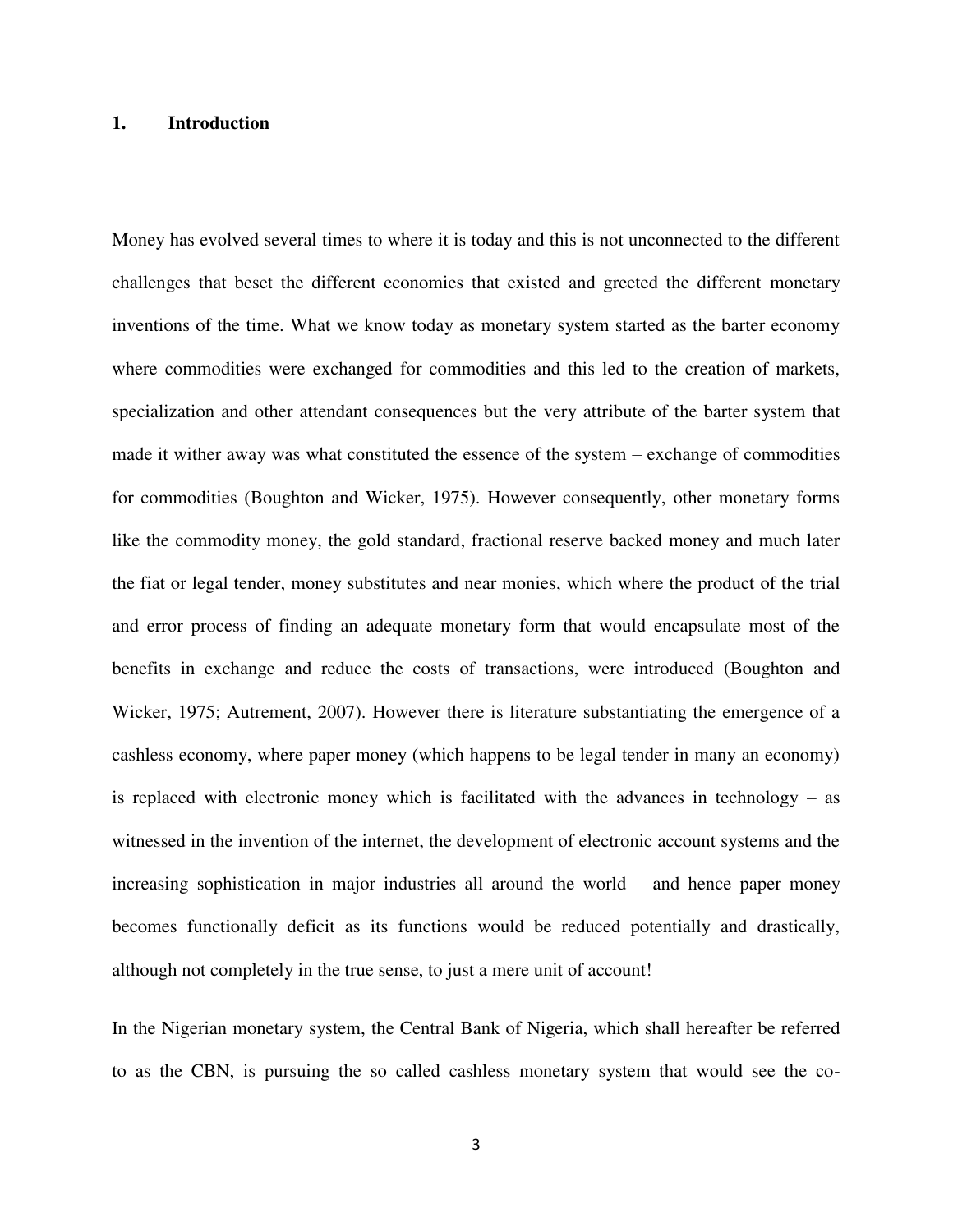## 1. Introduction

Money has evolved several times to where it is today and this is not unconnected to the different challenges that beset the different economies that existed and greeted the different monetary inventions of the time. What we know today as monetary system started as the barter economy where commodities were exchanged for commodities and this led to the creation of markets, specialization and other attendant consequences but the very attribute of the barter system that made it wither away was what constituted the essence of the system – exchange of commodities for commodities (Boughton and Wicker, 1975). However consequently, other monetary forms like the commodity money, the gold standard, fractional reserve backed money and much later the fiat or legal tender, money substitutes and near monies, which where the product of the trial and error process of finding an adequate monetary form that would encapsulate most of the benefits in exchange and reduce the costs of transactions, were introduced (Boughton and Wicker, 1975; Autrement, 2007). However there is literature substantiating the emergence of a cashless economy, where paper money (which happens to be legal tender in many an economy) is replaced with electronic money which is facilitated with the advances in technology – as witnessed in the invention of the internet, the development of electronic account systems and the increasing sophistication in major industries all around the world – and hence paper money becomes functionally deficit as its functions would be reduced potentially and drastically, although not completely in the true sense, to just a mere unit of account!

In the Nigerian monetary system, the Central Bank of Nigeria, which shall hereafter be referred to as the CBN, is pursuing the so called cashless monetary system that would see the co-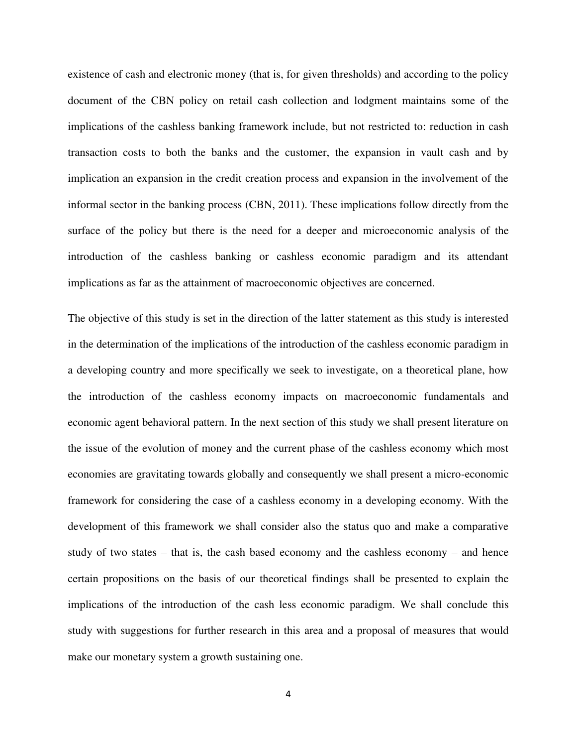existence of cash and electronic money (that is, for given thresholds) and according to the policy document of the CBN policy on retail cash collection and lodgment maintains some of the implications of the cashless banking framework include, but not restricted to: reduction in cash transaction costs to both the banks and the customer, the expansion in vault cash and by implication an expansion in the credit creation process and expansion in the involvement of the informal sector in the banking process (CBN, 2011). These implications follow directly from the surface of the policy but there is the need for a deeper and microeconomic analysis of the introduction of the cashless banking or cashless economic paradigm and its attendant implications as far as the attainment of macroeconomic objectives are concerned.

The objective of this study is set in the direction of the latter statement as this study is interested in the determination of the implications of the introduction of the cashless economic paradigm in a developing country and more specifically we seek to investigate, on a theoretical plane, how the introduction of the cashless economy impacts on macroeconomic fundamentals and economic agent behavioral pattern. In the next section of this study we shall present literature on the issue of the evolution of money and the current phase of the cashless economy which most economies are gravitating towards globally and consequently we shall present a micro-economic framework for considering the case of a cashless economy in a developing economy. With the development of this framework we shall consider also the status quo and make a comparative study of two states – that is, the cash based economy and the cashless economy – and hence certain propositions on the basis of our theoretical findings shall be presented to explain the implications of the introduction of the cash less economic paradigm. We shall conclude this study with suggestions for further research in this area and a proposal of measures that would make our monetary system a growth sustaining one.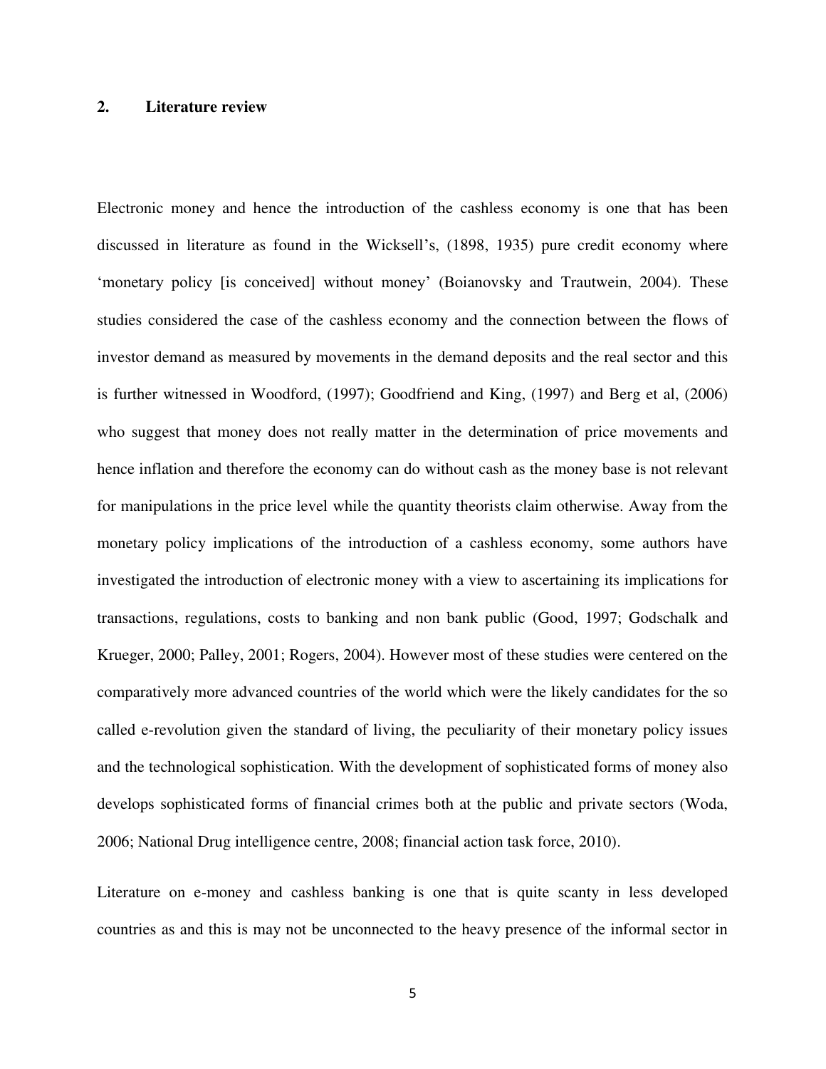## 2. Literature review

Electronic money and hence the introduction of the cashless economy is one that has been discussed in literature as found in the Wicksell's, (1898, 1935) pure credit economy where 'monetary policy [is conceived] without money' (Boianovsky and Trautwein, 2004). These studies considered the case of the cashless economy and the connection between the flows of investor demand as measured by movements in the demand deposits and the real sector and this is further witnessed in Woodford, (1997); Goodfriend and King, (1997) and Berg et al, (2006) who suggest that money does not really matter in the determination of price movements and hence inflation and therefore the economy can do without cash as the money base is not relevant for manipulations in the price level while the quantity theorists claim otherwise. Away from the monetary policy implications of the introduction of a cashless economy, some authors have investigated the introduction of electronic money with a view to ascertaining its implications for transactions, regulations, costs to banking and non bank public (Good, 1997; Godschalk and Krueger, 2000; Palley, 2001; Rogers, 2004). However most of these studies were centered on the comparatively more advanced countries of the world which were the likely candidates for the so called e-revolution given the standard of living, the peculiarity of their monetary policy issues and the technological sophistication. With the development of sophisticated forms of money also develops sophisticated forms of financial crimes both at the public and private sectors (Woda, 2006; National Drug intelligence centre, 2008; financial action task force, 2010).

Literature on e-money and cashless banking is one that is quite scanty in less developed countries as and this is may not be unconnected to the heavy presence of the informal sector in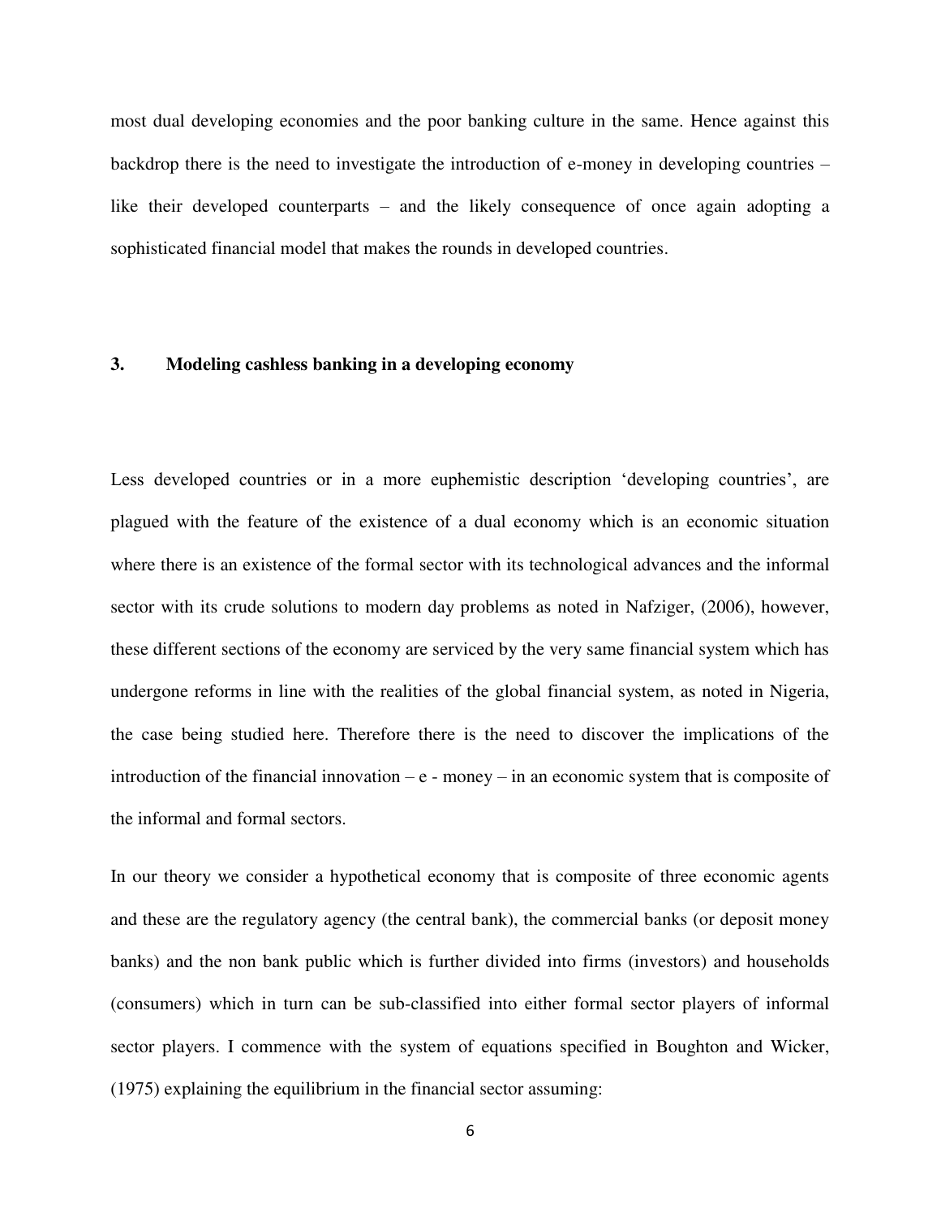most dual developing economies and the poor banking culture in the same. Hence against this backdrop there is the need to investigate the introduction of e-money in developing countries – like their developed counterparts – and the likely consequence of once again adopting a sophisticated financial model that makes the rounds in developed countries.

## 3. Modeling cashless banking in a developing economy

Less developed countries or in a more euphemistic description 'developing countries', are plagued with the feature of the existence of a dual economy which is an economic situation where there is an existence of the formal sector with its technological advances and the informal sector with its crude solutions to modern day problems as noted in Nafziger, (2006), however, these different sections of the economy are serviced by the very same financial system which has undergone reforms in line with the realities of the global financial system, as noted in Nigeria, the case being studied here. Therefore there is the need to discover the implications of the introduction of the financial innovation – e - money – in an economic system that is composite of the informal and formal sectors.

In our theory we consider a hypothetical economy that is composite of three economic agents and these are the regulatory agency (the central bank), the commercial banks (or deposit money banks) and the non bank public which is further divided into firms (investors) and households (consumers) which in turn can be sub-classified into either formal sector players of informal sector players. I commence with the system of equations specified in Boughton and Wicker, (1975) explaining the equilibrium in the financial sector assuming: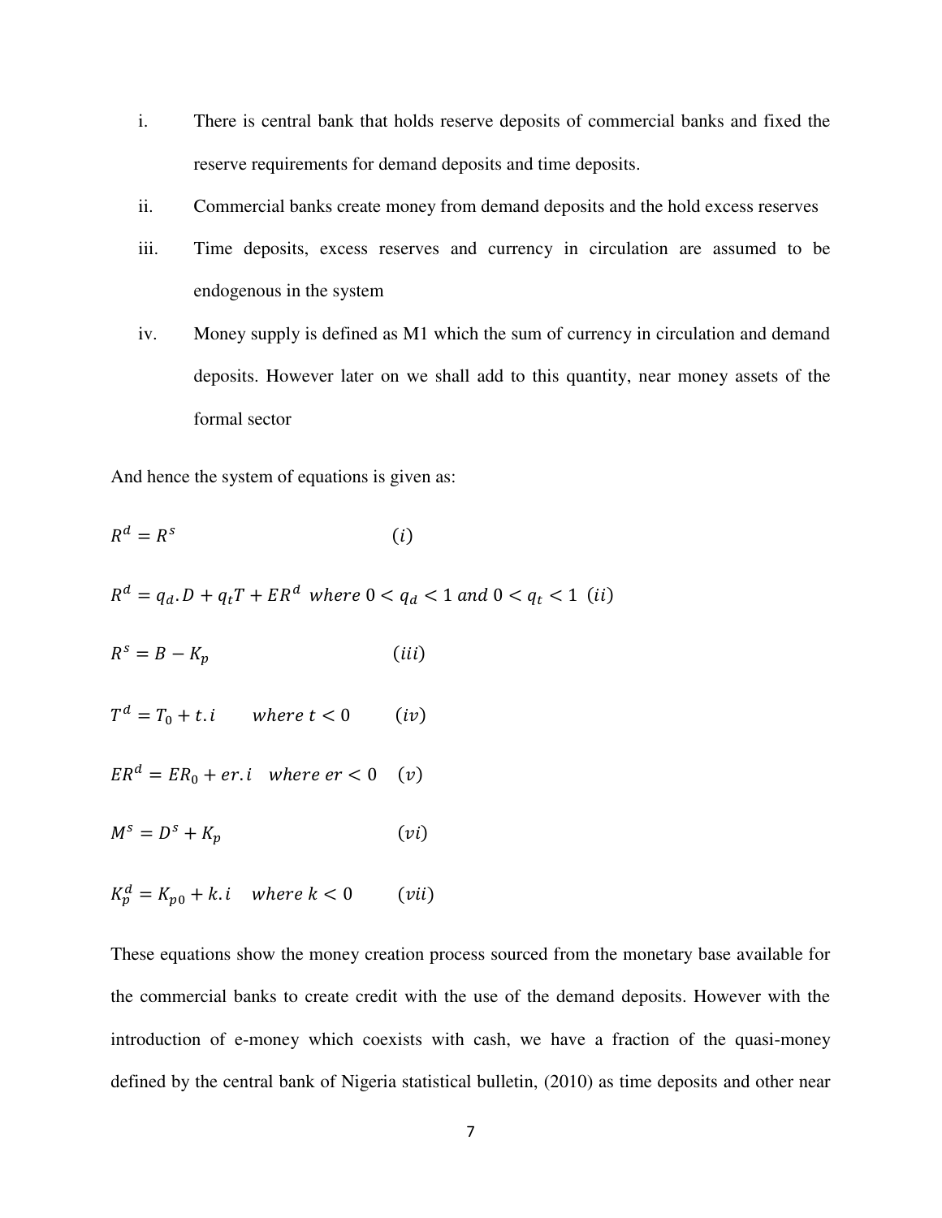i. There is central bank that holds reserve deposits of commercial banks and fixed the reserve requirements for demand deposits and time deposits.

ii. Commercial banks create money from demand deposits and the hold excess reserves

iii. Time deposits, excess reserves and currency in circulation are assumed to be endogenous in the system

iv. Money supply is defined as M1 which the sum of currency in circulation and demand deposits. However later on we shall add to this quantity, near money assets of the formal sector

And hence the system of equations is given as:

$$R^d = R^s \qquad (i)$$

$$R^d = q_d . D + q_t T + ER^d \quad where\ 0 < q_d < 1\ and\ 0 < q_t < 1 \quad (ii)$$

$$R^s = B - K_p \qquad (iii)$$

$$T^d = T_0 + t.i \qquad where\ t < 0 \qquad (iv)$$

$$ER^d = ER_0 + er.i \quad where\ er < 0 \quad (v)$$

$$M^s = D^s + K_p \qquad (vi)$$

$$K_p^d = K_{p0} + k.i \quad where\ k < 0 \qquad (vii)$$

These equations show the money creation process sourced from the monetary base available for the commercial banks to create credit with the use of the demand deposits. However with the introduction of e-money which coexists with cash, we have a fraction of the quasi-money defined by the central bank of Nigeria statistical bulletin, (2010) as time deposits and other near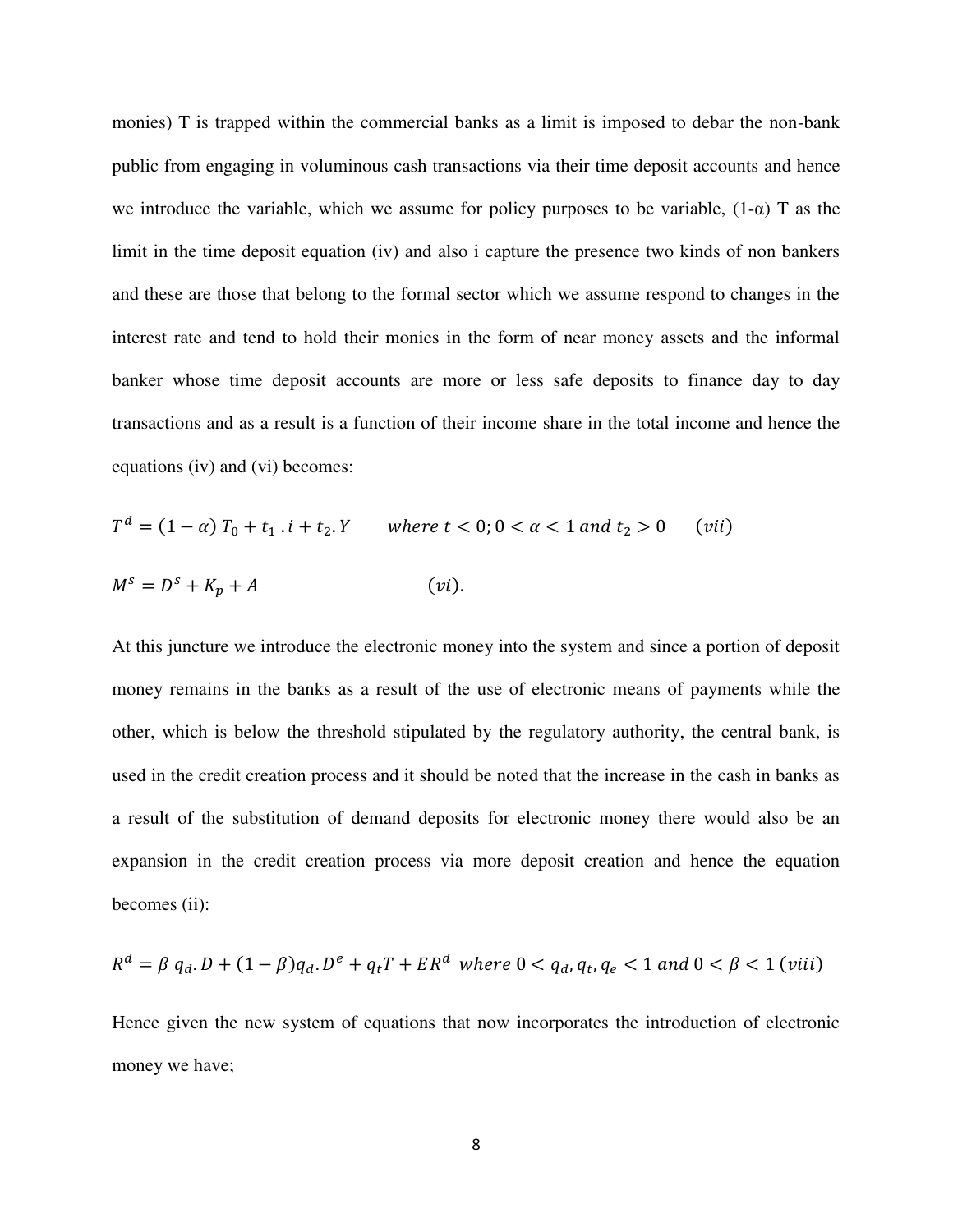monies) T is trapped within the commercial banks as a limit is imposed to debar the non-bank public from engaging in voluminous cash transactions via their time deposit accounts and hence we introduce the variable, which we assume for policy purposes to be variable, (1-α) T as the limit in the time deposit equation (iv) and also i capture the presence two kinds of non bankers and these are those that belong to the formal sector which we assume respond to changes in the interest rate and tend to hold their monies in the form of near money assets and the informal banker whose time deposit accounts are more or less safe deposits to finance day to day transactions and as a result is a function of their income share in the total income and hence the equations (iv) and (vi) becomes:

$$T^d = (1-\alpha)\, T_0 + t_1 \,.\, i + t_2 . Y \qquad where\ t < 0; 0 < \alpha < 1\ and\ t_2 > 0 \qquad (vii)$$

$$M^s = D^s + K_p + A \qquad\qquad (vi).$$

At this juncture we introduce the electronic money into the system and since a portion of deposit money remains in the banks as a result of the use of electronic means of payments while the other, which is below the threshold stipulated by the regulatory authority, the central bank, is used in the credit creation process and it should be noted that the increase in the cash in banks as a result of the substitution of demand deposits for electronic money there would also be an expansion in the credit creation process via more deposit creation and hence the equation becomes (ii):

$$R^d = \beta\ q_d . D + (1-\beta) q_d . D^e + q_t T + ER^d\ \ where\ 0 < q_d, q_t, q_e < 1\ and\ 0 < \beta < 1\ (viii)$$

Hence given the new system of equations that now incorporates the introduction of electronic money we have;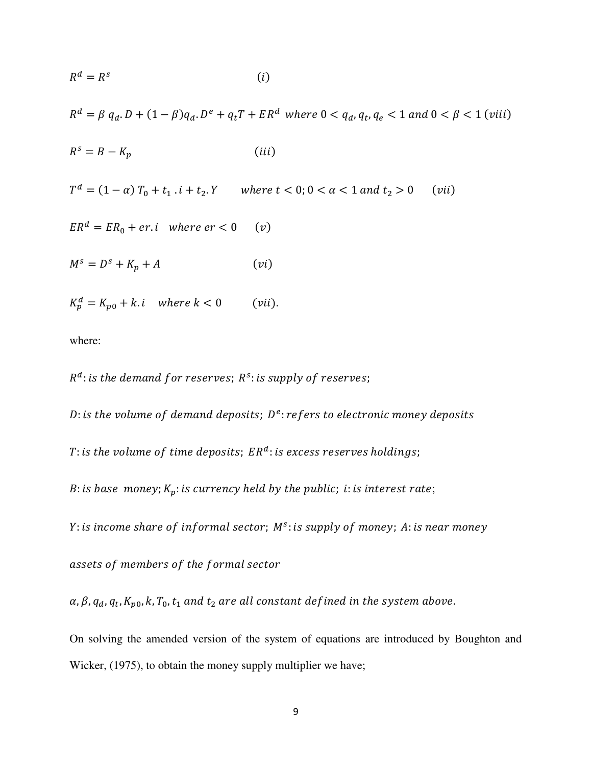$$R^d = R^s \qquad (i)$$

$$R^d = \beta\, q_d . D + (1-\beta) q_d . D^e + q_t T + ER^d \;\; where \; 0 < q_d, q_t, q_e < 1 \; and \; 0 < \beta < 1 \; (viii)$$

$$R^s = B - K_p \qquad (iii)$$

$$T^d = (1-\alpha)\, T_0 + t_1 \,. i + t_2 . Y \qquad where \; t < 0; 0 < \alpha < 1 \; and \; t_2 > 0 \qquad (vii)$$

$$ER^d = ER_0 + er . i \quad where \; er < 0 \qquad (v)$$

$$M^s = D^s + K_p + A \qquad (vi)$$

$$K_p^d = K_{p0} + k . i \quad where \; k < 0 \qquad (vii).$$

where:

$R^d$: *is the demand for reserves*; $R^s$: *is supply of reserves*;

$D$: *is the volume of demand deposits*; $D^e$: *refers to electronic money deposits*

$T$: *is the volume of time deposits*; $ER^d$: *is excess reserves holdings*;

$B$: *is base money*; $K_p$: *is currency held by the public*; $i$: *is interest rate*;

$Y$: *is income share of informal sector*; $M^s$: *is supply of money*; $A$: *is near money assets of members of the formal sector*

$\alpha, \beta, q_d, q_t, K_{p0}, k, T_0, t_1$ *and* $t_2$ *are all constant defined in the system above.*

On solving the amended version of the system of equations are introduced by Boughton and Wicker, (1975), to obtain the money supply multiplier we have;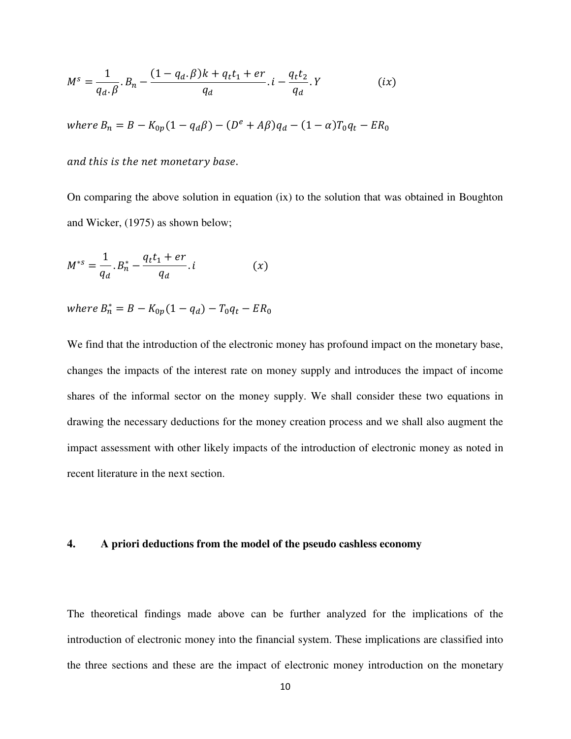$$M^s = \frac{1}{q_d.\beta}.B_n - \frac{(1 - q_d.\beta)k + q_t t_1 + er}{q_d}.i - \frac{q_t t_2}{q_d}.Y \qquad (ix)$$

$$where\ B_n = B - K_{0p}(1 - q_d\beta) - (D^e + A\beta)q_d - (1 - \alpha)T_0 q_t - ER_0$$

$$and\ this\ is\ the\ net\ monetary\ base.$$

On comparing the above solution in equation (ix) to the solution that was obtained in Boughton and Wicker, (1975) as shown below;

$$M^{*s} = \frac{1}{q_d}.B_n^* - \frac{q_t t_1 + er}{q_d}.i \qquad (x)$$

$$where\ B_n^* = B - K_{0p}(1 - q_d) - T_0 q_t - ER_0$$

We find that the introduction of the electronic money has profound impact on the monetary base, changes the impacts of the interest rate on money supply and introduces the impact of income shares of the informal sector on the money supply. We shall consider these two equations in drawing the necessary deductions for the money creation process and we shall also augment the impact assessment with other likely impacts of the introduction of electronic money as noted in recent literature in the next section.

## 4. A priori deductions from the model of the pseudo cashless economy

The theoretical findings made above can be further analyzed for the implications of the introduction of electronic money into the financial system. These implications are classified into the three sections and these are the impact of electronic money introduction on the monetary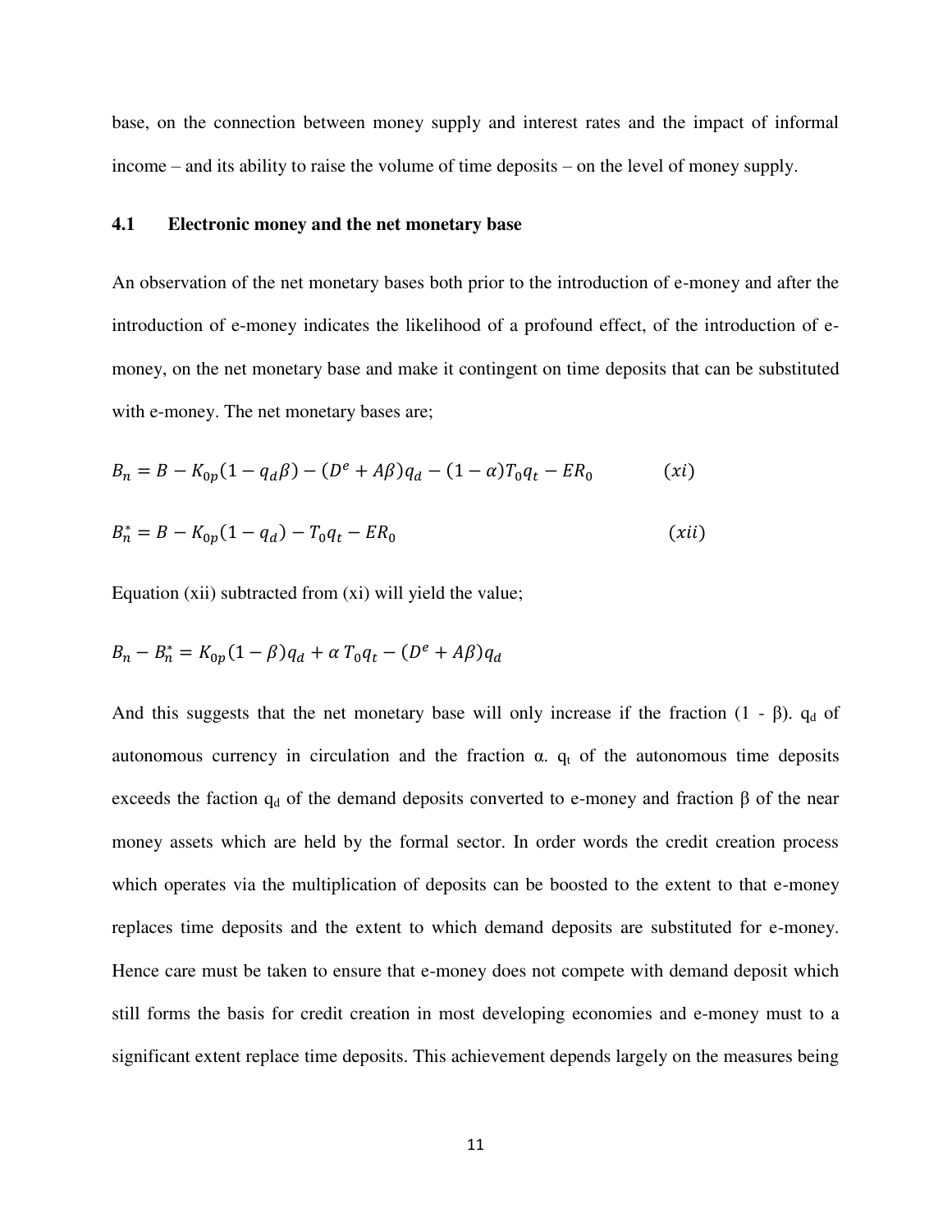base, on the connection between money supply and interest rates and the impact of informal income – and its ability to raise the volume of time deposits – on the level of money supply.

### 4.1 Electronic money and the net monetary base

An observation of the net monetary bases both prior to the introduction of e-money and after the introduction of e-money indicates the likelihood of a profound effect, of the introduction of e-money, on the net monetary base and make it contingent on time deposits that can be substituted with e-money. The net monetary bases are;

$$B_n = B - K_{0p}(1 - q_d\beta) - (D^e + A\beta)q_d - (1 - \alpha)T_0 q_t - ER_0 \qquad (xi)$$

$$B_n^* = B - K_{0p}(1 - q_d) - T_0 q_t - ER_0 \qquad (xii)$$

Equation (xii) subtracted from (xi) will yield the value;

$$B_n - B_n^* = K_{0p}(1 - \beta)q_d + \alpha\, T_0 q_t - (D^e + A\beta)q_d$$

And this suggests that the net monetary base will only increase if the fraction $(1 - \beta)$. $q_d$ of autonomous currency in circulation and the fraction $\alpha$. $q_t$ of the autonomous time deposits exceeds the faction $q_d$ of the demand deposits converted to e-money and fraction $\beta$ of the near money assets which are held by the formal sector. In order words the credit creation process which operates via the multiplication of deposits can be boosted to the extent to that e-money replaces time deposits and the extent to which demand deposits are substituted for e-money. Hence care must be taken to ensure that e-money does not compete with demand deposit which still forms the basis for credit creation in most developing economies and e-money must to a significant extent replace time deposits. This achievement depends largely on the measures being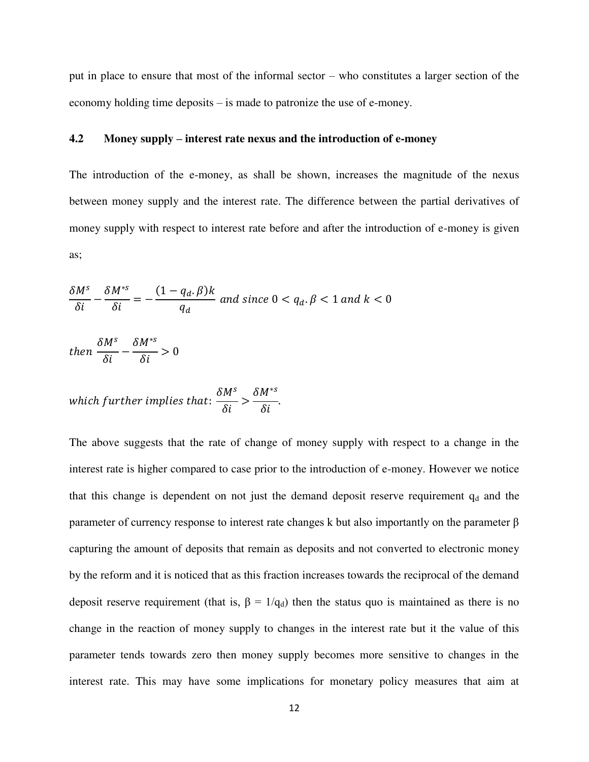put in place to ensure that most of the informal sector – who constitutes a larger section of the economy holding time deposits – is made to patronize the use of e-money.

### 4.2 Money supply – interest rate nexus and the introduction of e-money

The introduction of the e-money, as shall be shown, increases the magnitude of the nexus between money supply and the interest rate. The difference between the partial derivatives of money supply with respect to interest rate before and after the introduction of e-money is given as;

$$\frac{\delta M^s}{\delta i} - \frac{\delta M^{*s}}{\delta i} = -\frac{(1 - q_d.\beta)k}{q_d} \; and \; since \; 0 < q_d.\beta < 1 \; and \; k < 0$$

$$then \; \frac{\delta M^s}{\delta i} - \frac{\delta M^{*s}}{\delta i} > 0$$

$$which \; further \; implies \; that: \; \frac{\delta M^s}{\delta i} > \frac{\delta M^{*s}}{\delta i}.$$

The above suggests that the rate of change of money supply with respect to a change in the interest rate is higher compared to case prior to the introduction of e-money. However we notice that this change is dependent on not just the demand deposit reserve requirement $q_d$ and the parameter of currency response to interest rate changes k but also importantly on the parameter β capturing the amount of deposits that remain as deposits and not converted to electronic money by the reform and it is noticed that as this fraction increases towards the reciprocal of the demand deposit reserve requirement (that is, $\beta = 1/q_d$) then the status quo is maintained as there is no change in the reaction of money supply to changes in the interest rate but it the value of this parameter tends towards zero then money supply becomes more sensitive to changes in the interest rate. This may have some implications for monetary policy measures that aim at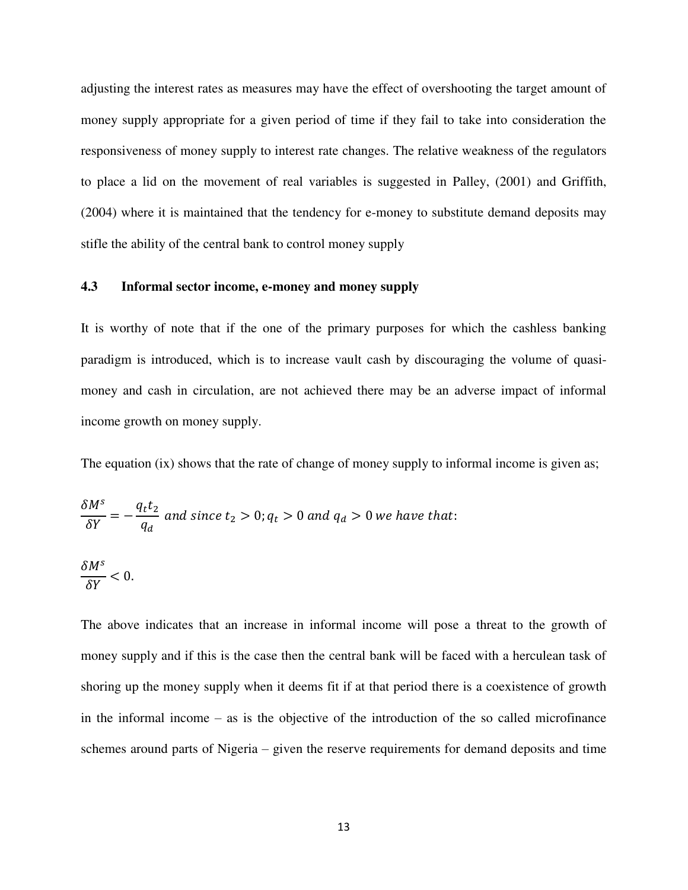adjusting the interest rates as measures may have the effect of overshooting the target amount of money supply appropriate for a given period of time if they fail to take into consideration the responsiveness of money supply to interest rate changes. The relative weakness of the regulators to place a lid on the movement of real variables is suggested in Palley, (2001) and Griffith, (2004) where it is maintained that the tendency for e-money to substitute demand deposits may stifle the ability of the central bank to control money supply

### 4.3 Informal sector income, e-money and money supply

It is worthy of note that if the one of the primary purposes for which the cashless banking paradigm is introduced, which is to increase vault cash by discouraging the volume of quasi-money and cash in circulation, are not achieved there may be an adverse impact of informal income growth on money supply.

The equation (ix) shows that the rate of change of money supply to informal income is given as;

$$\frac{\delta M^s}{\delta Y} = -\frac{q_t t_2}{q_d} \text{ and since } t_2 > 0; q_t > 0 \text{ and } q_d > 0 \text{ we have that:}$$

$$\frac{\delta M^s}{\delta Y} < 0.$$

The above indicates that an increase in informal income will pose a threat to the growth of money supply and if this is the case then the central bank will be faced with a herculean task of shoring up the money supply when it deems fit if at that period there is a coexistence of growth in the informal income – as is the objective of the introduction of the so called microfinance schemes around parts of Nigeria – given the reserve requirements for demand deposits and time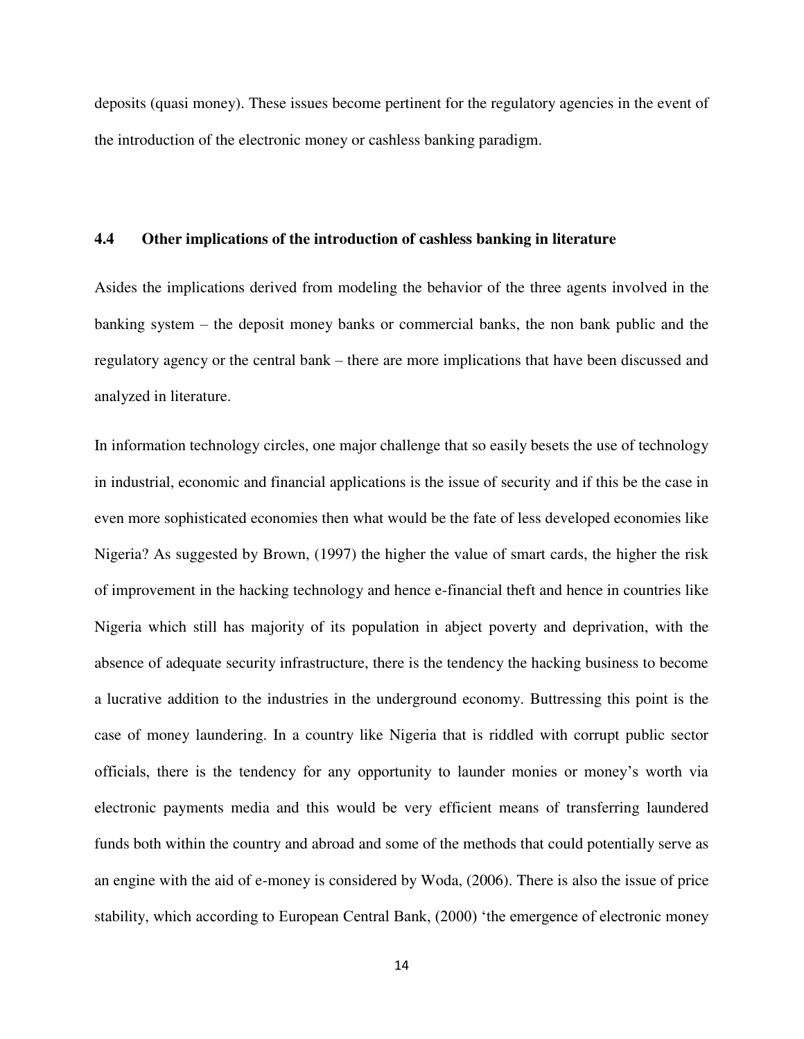deposits (quasi money). These issues become pertinent for the regulatory agencies in the event of the introduction of the electronic money or cashless banking paradigm.

### 4.4 Other implications of the introduction of cashless banking in literature

Asides the implications derived from modeling the behavior of the three agents involved in the banking system – the deposit money banks or commercial banks, the non bank public and the regulatory agency or the central bank – there are more implications that have been discussed and analyzed in literature.

In information technology circles, one major challenge that so easily besets the use of technology in industrial, economic and financial applications is the issue of security and if this be the case in even more sophisticated economies then what would be the fate of less developed economies like Nigeria? As suggested by Brown, (1997) the higher the value of smart cards, the higher the risk of improvement in the hacking technology and hence e-financial theft and hence in countries like Nigeria which still has majority of its population in abject poverty and deprivation, with the absence of adequate security infrastructure, there is the tendency the hacking business to become a lucrative addition to the industries in the underground economy. Buttressing this point is the case of money laundering. In a country like Nigeria that is riddled with corrupt public sector officials, there is the tendency for any opportunity to launder monies or money's worth via electronic payments media and this would be very efficient means of transferring laundered funds both within the country and abroad and some of the methods that could potentially serve as an engine with the aid of e-money is considered by Woda, (2006). There is also the issue of price stability, which according to European Central Bank, (2000) 'the emergence of electronic money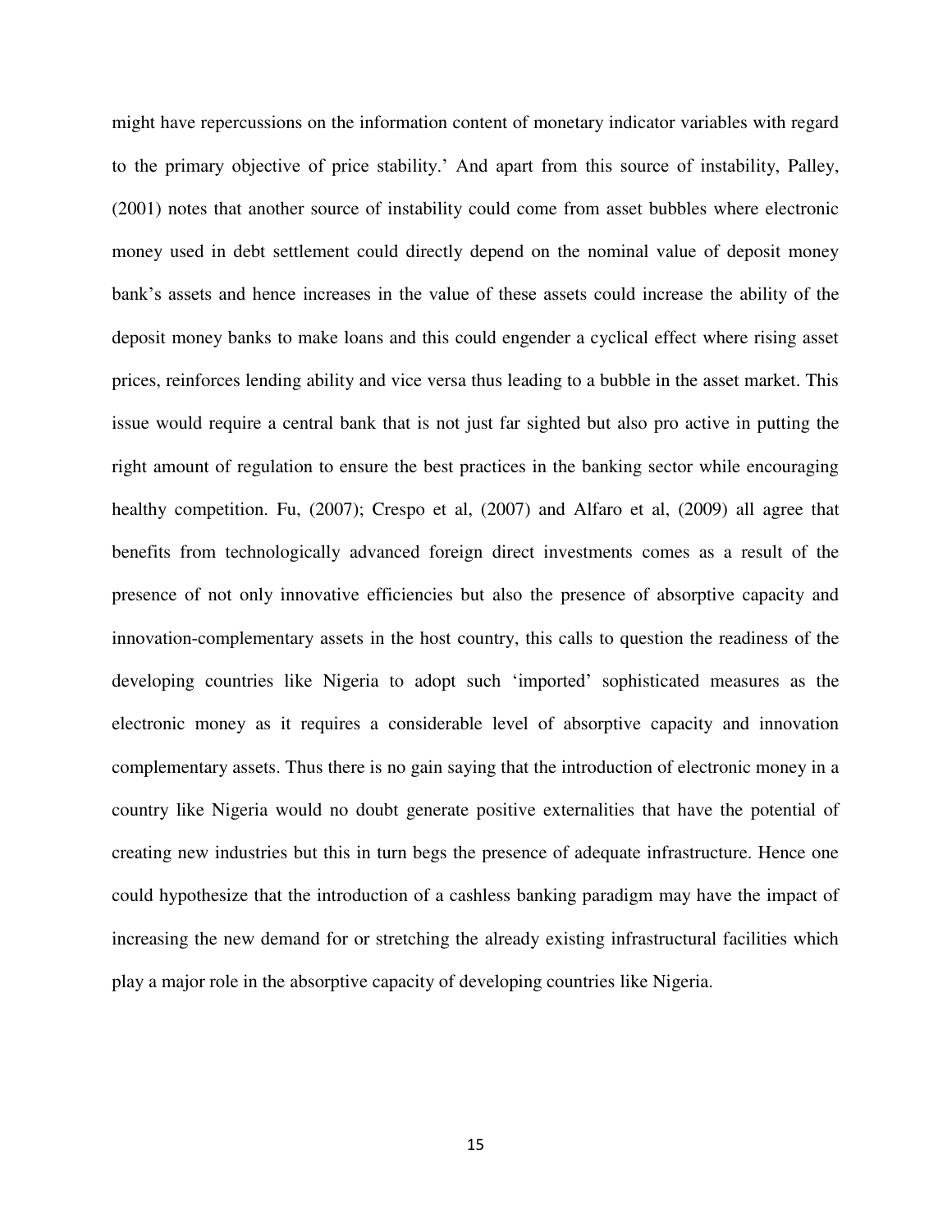might have repercussions on the information content of monetary indicator variables with regard to the primary objective of price stability.' And apart from this source of instability, Palley, (2001) notes that another source of instability could come from asset bubbles where electronic money used in debt settlement could directly depend on the nominal value of deposit money bank's assets and hence increases in the value of these assets could increase the ability of the deposit money banks to make loans and this could engender a cyclical effect where rising asset prices, reinforces lending ability and vice versa thus leading to a bubble in the asset market. This issue would require a central bank that is not just far sighted but also pro active in putting the right amount of regulation to ensure the best practices in the banking sector while encouraging healthy competition. Fu, (2007); Crespo et al, (2007) and Alfaro et al, (2009) all agree that benefits from technologically advanced foreign direct investments comes as a result of the presence of not only innovative efficiencies but also the presence of absorptive capacity and innovation-complementary assets in the host country, this calls to question the readiness of the developing countries like Nigeria to adopt such 'imported' sophisticated measures as the electronic money as it requires a considerable level of absorptive capacity and innovation complementary assets. Thus there is no gain saying that the introduction of electronic money in a country like Nigeria would no doubt generate positive externalities that have the potential of creating new industries but this in turn begs the presence of adequate infrastructure. Hence one could hypothesize that the introduction of a cashless banking paradigm may have the impact of increasing the new demand for or stretching the already existing infrastructural facilities which play a major role in the absorptive capacity of developing countries like Nigeria.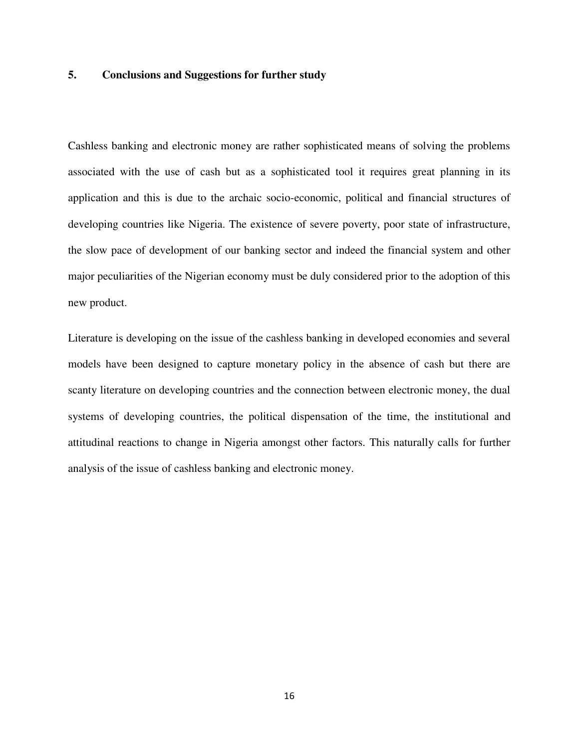## 5. Conclusions and Suggestions for further study

Cashless banking and electronic money are rather sophisticated means of solving the problems associated with the use of cash but as a sophisticated tool it requires great planning in its application and this is due to the archaic socio-economic, political and financial structures of developing countries like Nigeria. The existence of severe poverty, poor state of infrastructure, the slow pace of development of our banking sector and indeed the financial system and other major peculiarities of the Nigerian economy must be duly considered prior to the adoption of this new product.

Literature is developing on the issue of the cashless banking in developed economies and several models have been designed to capture monetary policy in the absence of cash but there are scanty literature on developing countries and the connection between electronic money, the dual systems of developing countries, the political dispensation of the time, the institutional and attitudinal reactions to change in Nigeria amongst other factors. This naturally calls for further analysis of the issue of cashless banking and electronic money.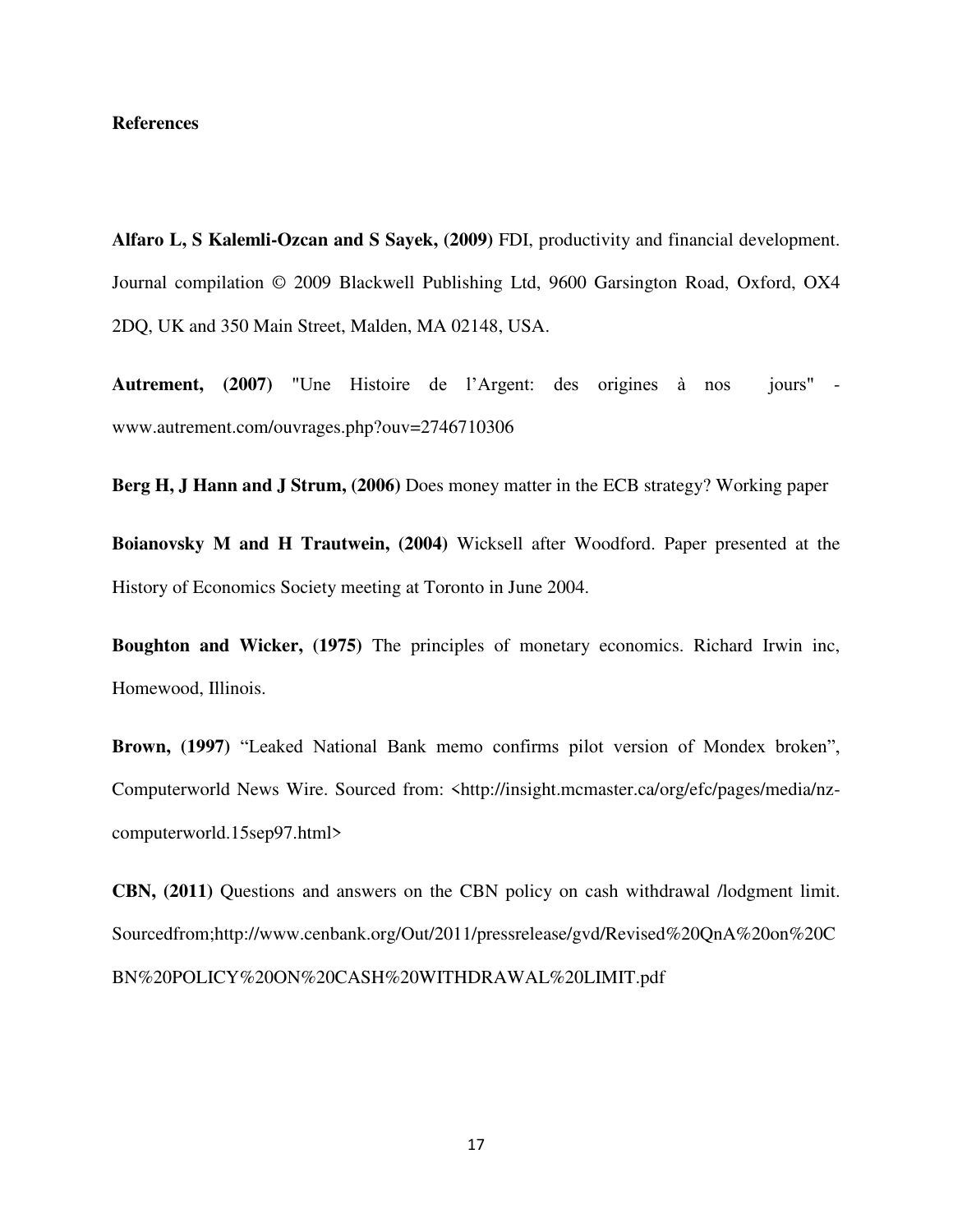**References**

**Alfaro L, S Kalemli-Ozcan and S Sayek, (2009)** FDI, productivity and financial development. Journal compilation © 2009 Blackwell Publishing Ltd, 9600 Garsington Road, Oxford, OX4 2DQ, UK and 350 Main Street, Malden, MA 02148, USA.

**Autrement, (2007)** "Une Histoire de l'Argent: des origines à nos jours" - www.autrement.com/ouvrages.php?ouv=2746710306

**Berg H, J Hann and J Strum, (2006)** Does money matter in the ECB strategy? Working paper

**Boianovsky M and H Trautwein, (2004)** Wicksell after Woodford. Paper presented at the History of Economics Society meeting at Toronto in June 2004.

**Boughton and Wicker, (1975)** The principles of monetary economics. Richard Irwin inc, Homewood, Illinois.

**Brown, (1997)** "Leaked National Bank memo confirms pilot version of Mondex broken", Computerworld News Wire. Sourced from: <http://insight.mcmaster.ca/org/efc/pages/media/nz-computerworld.15sep97.html>

**CBN, (2011)** Questions and answers on the CBN policy on cash withdrawal /lodgment limit. Sourcedfrom;http://www.cenbank.org/Out/2011/pressrelease/gvd/Revised%20QnA%20on%20CBN%20POLICY%20ON%20CASH%20WITHDRAWAL%20LIMIT.pdf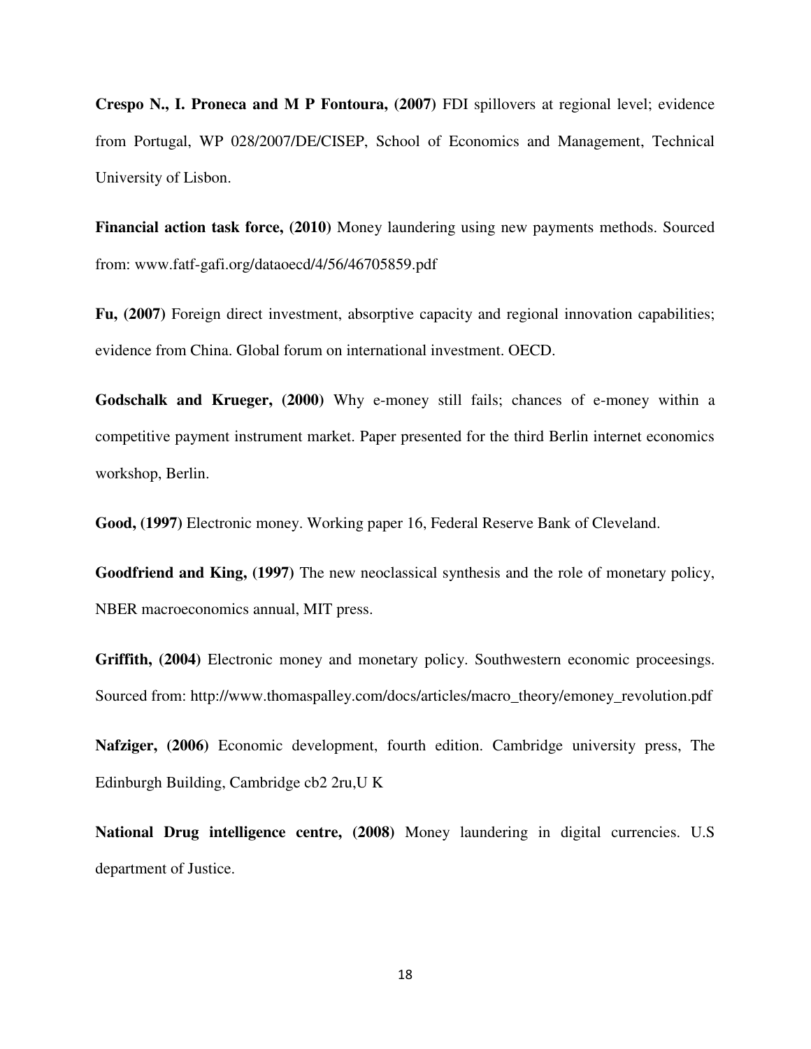**Crespo N., I. Proneca and M P Fontoura, (2007)** FDI spillovers at regional level; evidence from Portugal, WP 028/2007/DE/CISEP, School of Economics and Management, Technical University of Lisbon.

**Financial action task force, (2010)** Money laundering using new payments methods. Sourced from: www.fatf-gafi.org/dataoecd/4/56/46705859.pdf

**Fu, (2007)** Foreign direct investment, absorptive capacity and regional innovation capabilities; evidence from China. Global forum on international investment. OECD.

**Godschalk and Krueger, (2000)** Why e-money still fails; chances of e-money within a competitive payment instrument market. Paper presented for the third Berlin internet economics workshop, Berlin.

**Good, (1997)** Electronic money. Working paper 16, Federal Reserve Bank of Cleveland.

**Goodfriend and King, (1997)** The new neoclassical synthesis and the role of monetary policy, NBER macroeconomics annual, MIT press.

**Griffith, (2004)** Electronic money and monetary policy. Southwestern economic proceesings. Sourced from: http://www.thomaspalley.com/docs/articles/macro_theory/emoney_revolution.pdf

**Nafziger, (2006)** Economic development, fourth edition. Cambridge university press, The Edinburgh Building, Cambridge cb2 2ru,U K

**National Drug intelligence centre, (2008)** Money laundering in digital currencies. U.S department of Justice.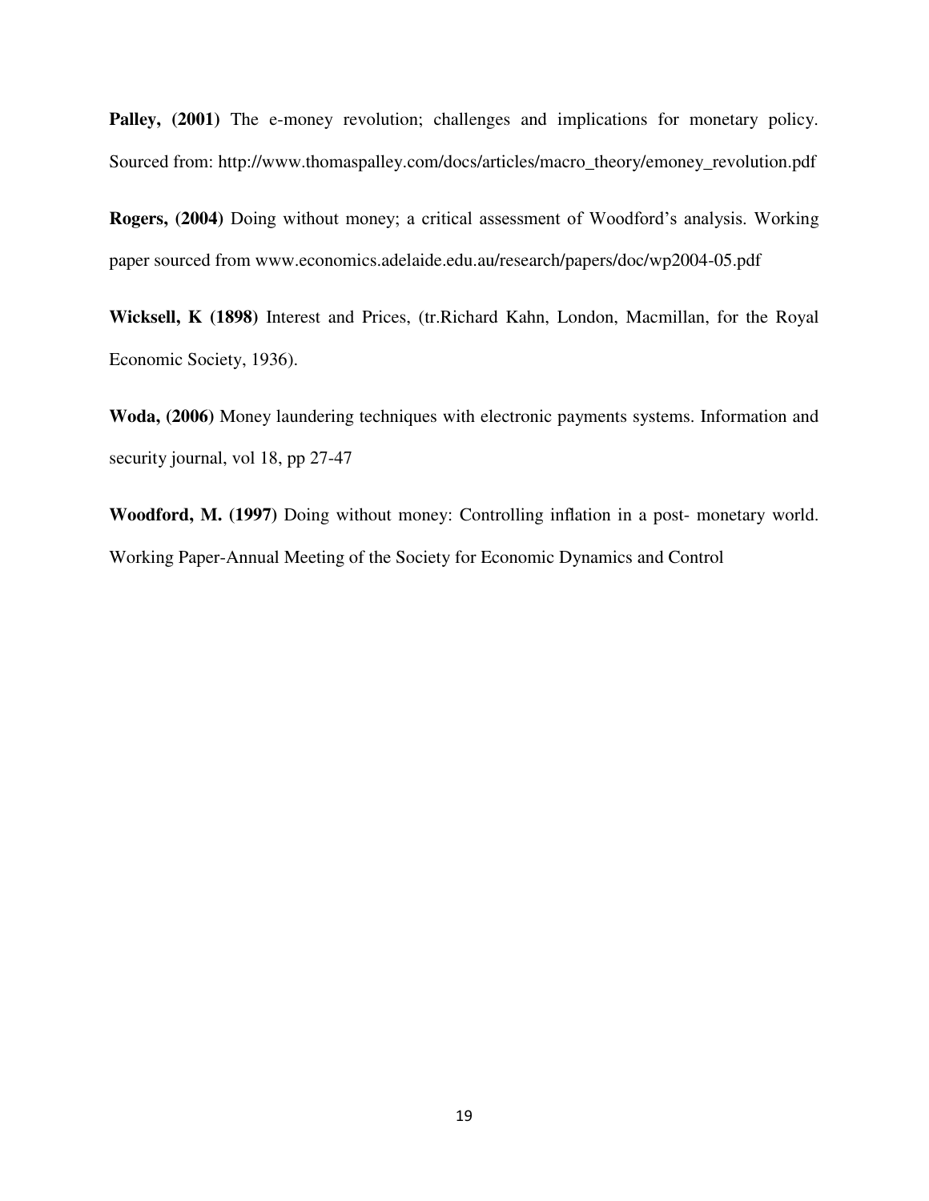**Palley, (2001)** The e-money revolution; challenges and implications for monetary policy. Sourced from: http://www.thomaspalley.com/docs/articles/macro_theory/emoney_revolution.pdf

**Rogers, (2004)** Doing without money; a critical assessment of Woodford's analysis. Working paper sourced from www.economics.adelaide.edu.au/research/papers/doc/wp2004-05.pdf

**Wicksell, K (1898)** Interest and Prices, (tr.Richard Kahn, London, Macmillan, for the Royal Economic Society, 1936).

**Woda, (2006)** Money laundering techniques with electronic payments systems. Information and security journal, vol 18, pp 27-47

**Woodford, M. (1997)** Doing without money: Controlling inflation in a post- monetary world. Working Paper-Annual Meeting of the Society for Economic Dynamics and Control